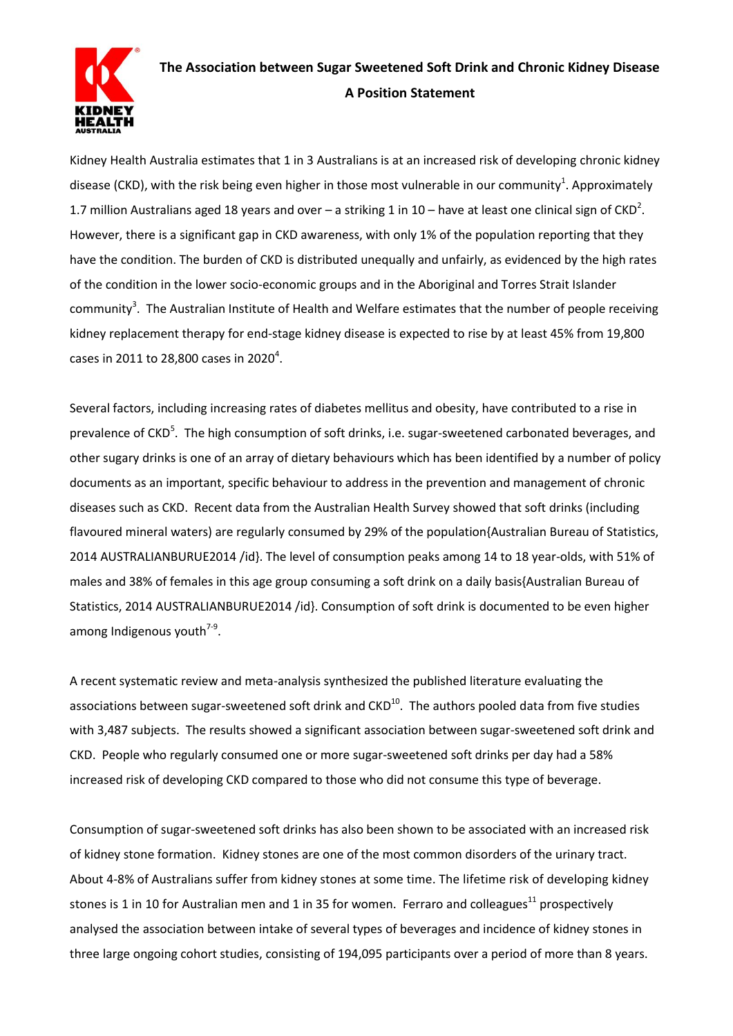# The Association between Sugar Sweetened Soft Drink and Chronic Kidney Disease

## A Position Statement

Kidney Health Australia estimates that 1 in 3 Australians is at an increased risk of developing chronic kidney disease (CKD), with the risk being even higher in those most vulnerable in our community[1]. Approximately 1.7 million Australians aged 18 years and over – a striking 1 in 10 – have at least one clinical sign of CKD[2]. However, there is a significant gap in CKD awareness, with only 1% of the population reporting that they have the condition. The burden of CKD is distributed unequally and unfairly, as evidenced by the high rates of the condition in the lower socio-economic groups and in the Aboriginal and Torres Strait Islander community[3]. The Australian Institute of Health and Welfare estimates that the number of people receiving kidney replacement therapy for end-stage kidney disease is expected to rise by at least 45% from 19,800 cases in 2011 to 28,800 cases in 2020[4].

Several factors, including increasing rates of diabetes mellitus and obesity, have contributed to a rise in prevalence of CKD[5]. The high consumption of soft drinks, i.e. sugar-sweetened carbonated beverages, and other sugary drinks is one of an array of dietary behaviours which has been identified by a number of policy documents as an important, specific behaviour to address in the prevention and management of chronic diseases such as CKD. Recent data from the Australian Health Survey showed that soft drinks (including flavoured mineral waters) are regularly consumed by 29% of the population{Australian Bureau of Statistics, 2014 AUSTRALIANBURUE2014 /id}. The level of consumption peaks among 14 to 18 year-olds, with 51% of males and 38% of females in this age group consuming a soft drink on a daily basis{Australian Bureau of Statistics, 2014 AUSTRALIANBURUE2014 /id}. Consumption of soft drink is documented to be even higher among Indigenous youth[7-9].

A recent systematic review and meta-analysis synthesized the published literature evaluating the associations between sugar-sweetened soft drink and CKD[10]. The authors pooled data from five studies with 3,487 subjects. The results showed a significant association between sugar-sweetened soft drink and CKD. People who regularly consumed one or more sugar-sweetened soft drinks per day had a 58% increased risk of developing CKD compared to those who did not consume this type of beverage.

Consumption of sugar-sweetened soft drinks has also been shown to be associated with an increased risk of kidney stone formation. Kidney stones are one of the most common disorders of the urinary tract. About 4-8% of Australians suffer from kidney stones at some time. The lifetime risk of developing kidney stones is 1 in 10 for Australian men and 1 in 35 for women. Ferraro and colleagues[11] prospectively analysed the association between intake of several types of beverages and incidence of kidney stones in three large ongoing cohort studies, consisting of 194,095 participants over a period of more than 8 years.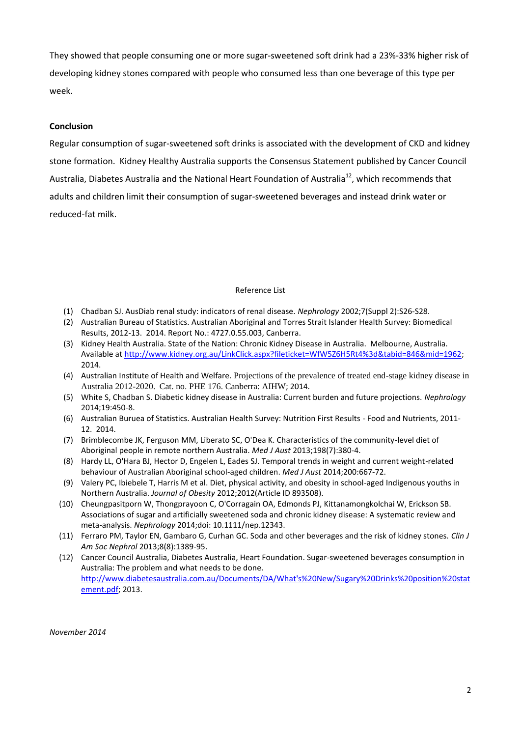They showed that people consuming one or more sugar-sweetened soft drink had a 23%-33% higher risk of developing kidney stones compared with people who consumed less than one beverage of this type per week.

**Conclusion**

Regular consumption of sugar-sweetened soft drinks is associated with the development of CKD and kidney stone formation. Kidney Healthy Australia supports the Consensus Statement published by Cancer Council Australia, Diabetes Australia and the National Heart Foundation of Australia[12], which recommends that adults and children limit their consumption of sugar-sweetened beverages and instead drink water or reduced-fat milk.

Reference List

1. Chadban SJ. AusDiab renal study: indicators of renal disease. *Nephrology* 2002;7(Suppl 2):S26-S28.
2. Australian Bureau of Statistics. Australian Aboriginal and Torres Strait Islander Health Survey: Biomedical Results, 2012-13. 2014. Report No.: 4727.0.55.003, Canberra.
3. Kidney Health Australia. State of the Nation: Chronic Kidney Disease in Australia. Melbourne, Australia. Available at http://www.kidney.org.au/LinkClick.aspx?fileticket=WfW5Z6H5Rt4%3d&tabid=846&mid=1962; 2014.
4. Australian Institute of Health and Welfare. Projections of the prevalence of treated end-stage kidney disease in Australia 2012-2020. Cat. no. PHE 176. Canberra: AIHW; 2014.
5. White S, Chadban S. Diabetic kidney disease in Australia: Current burden and future projections. *Nephrology* 2014;19:450-8.
6. Australian Buruea of Statistics. Australian Health Survey: Nutrition First Results - Food and Nutrients, 2011-12. 2014.
7. Brimblecombe JK, Ferguson MM, Liberato SC, O'Dea K. Characteristics of the community-level diet of Aboriginal people in remote northern Australia. *Med J Aust* 2013;198(7):380-4.
8. Hardy LL, O'Hara BJ, Hector D, Engelen L, Eades SJ. Temporal trends in weight and current weight-related behaviour of Australian Aboriginal school-aged children. *Med J Aust* 2014;200:667-72.
9. Valery PC, Ibiebele T, Harris M et al. Diet, physical activity, and obesity in school-aged Indigenous youths in Northern Australia. *Journal of Obesity* 2012;2012(Article ID 893508).
10. Cheungpasitporn W, Thongprayoon C, O'Corragain OA, Edmonds PJ, Kittanamongkolchai W, Erickson SB. Associations of sugar and artificially sweetened soda and chronic kidney disease: A systematic review and meta-analysis. *Nephrology* 2014;doi: 10.1111/nep.12343.
11. Ferraro PM, Taylor EN, Gambaro G, Curhan GC. Soda and other beverages and the risk of kidney stones. *Clin J Am Soc Nephrol* 2013;8(8):1389-95.
12. Cancer Council Australia, Diabetes Australia, Heart Foundation. Sugar-sweetened beverages consumption in Australia: The problem and what needs to be done. http://www.diabetesaustralia.com.au/Documents/DA/What's%20New/Sugary%20Drinks%20position%20statement.pdf; 2013.

*November 2014*